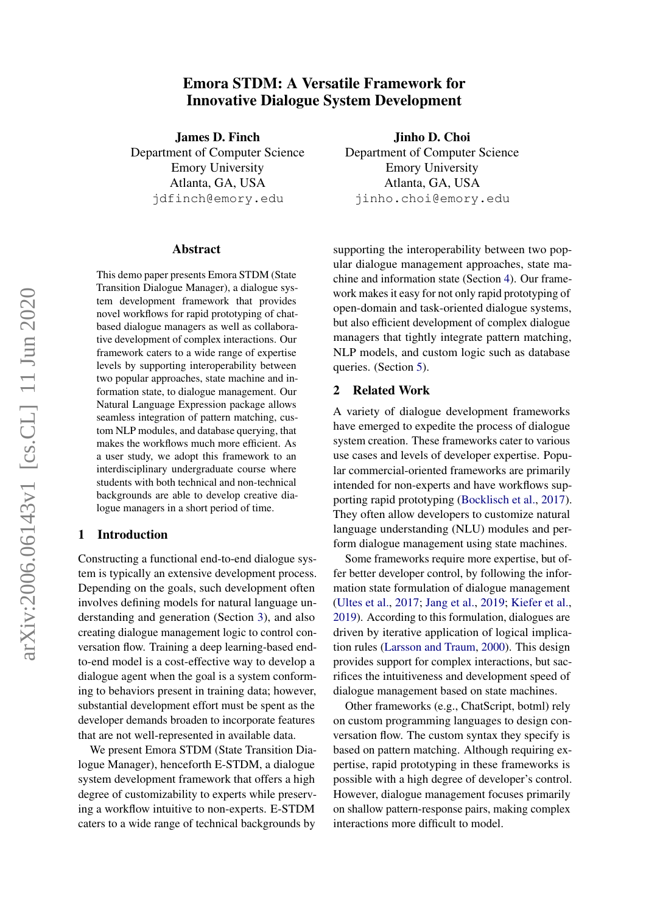# Emora STDM: A Versatile Framework for Innovative Dialogue System Development

**James D. Finch**
Department of Computer Science
Emory University
Atlanta, GA, USA
jdfinch@emory.edu

**Jinho D. Choi**
Department of Computer Science
Emory University
Atlanta, GA, USA
jinho.choi@emory.edu

## Abstract

This demo paper presents Emora STDM (State Transition Dialogue Manager), a dialogue system development framework that provides novel workflows for rapid prototyping of chat-based dialogue managers as well as collaborative development of complex interactions. Our framework caters to a wide range of expertise levels by supporting interoperability between two popular approaches, state machine and information state, to dialogue management. Our Natural Language Expression package allows seamless integration of pattern matching, custom NLP modules, and database querying, that makes the workflows much more efficient. As a user study, we adopt this framework to an interdisciplinary undergraduate course where students with both technical and non-technical backgrounds are able to develop creative dialogue managers in a short period of time.

## 1 Introduction

Constructing a functional end-to-end dialogue system is typically an extensive development process. Depending on the goals, such development often involves defining models for natural language understanding and generation (Section 3), and also creating dialogue management logic to control conversation flow. Training a deep learning-based end-to-end model is a cost-effective way to develop a dialogue agent when the goal is a system conforming to behaviors present in training data; however, substantial development effort must be spent as the developer demands broaden to incorporate features that are not well-represented in available data.

We present Emora STDM (State Transition Dialogue Manager), henceforth E-STDM, a dialogue system development framework that offers a high degree of customizability to experts while preserving a workflow intuitive to non-experts. E-STDM caters to a wide range of technical backgrounds by supporting the interoperability between two popular dialogue management approaches, state machine and information state (Section 4). Our framework makes it easy for not only rapid prototyping of open-domain and task-oriented dialogue systems, but also efficient development of complex dialogue managers that tightly integrate pattern matching, NLP models, and custom logic such as database queries. (Section 5).

## 2 Related Work

A variety of dialogue development frameworks have emerged to expedite the process of dialogue system creation. These frameworks cater to various use cases and levels of developer expertise. Popular commercial-oriented frameworks are primarily intended for non-experts and have workflows supporting rapid prototyping (Bocklisch et al., 2017). They often allow developers to customize natural language understanding (NLU) modules and perform dialogue management using state machines.

Some frameworks require more expertise, but offer better developer control, by following the information state formulation of dialogue management (Ultes et al., 2017; Jang et al., 2019; Kiefer et al., 2019). According to this formulation, dialogues are driven by iterative application of logical implication rules (Larsson and Traum, 2000). This design provides support for complex interactions, but sacrifices the intuitiveness and development speed of dialogue management based on state machines.

Other frameworks (e.g., ChatScript, botml) rely on custom programming languages to design conversation flow. The custom syntax they specify is based on pattern matching. Although requiring expertise, rapid prototyping in these frameworks is possible with a high degree of developer's control. However, dialogue management focuses primarily on shallow pattern-response pairs, making complex interactions more difficult to model.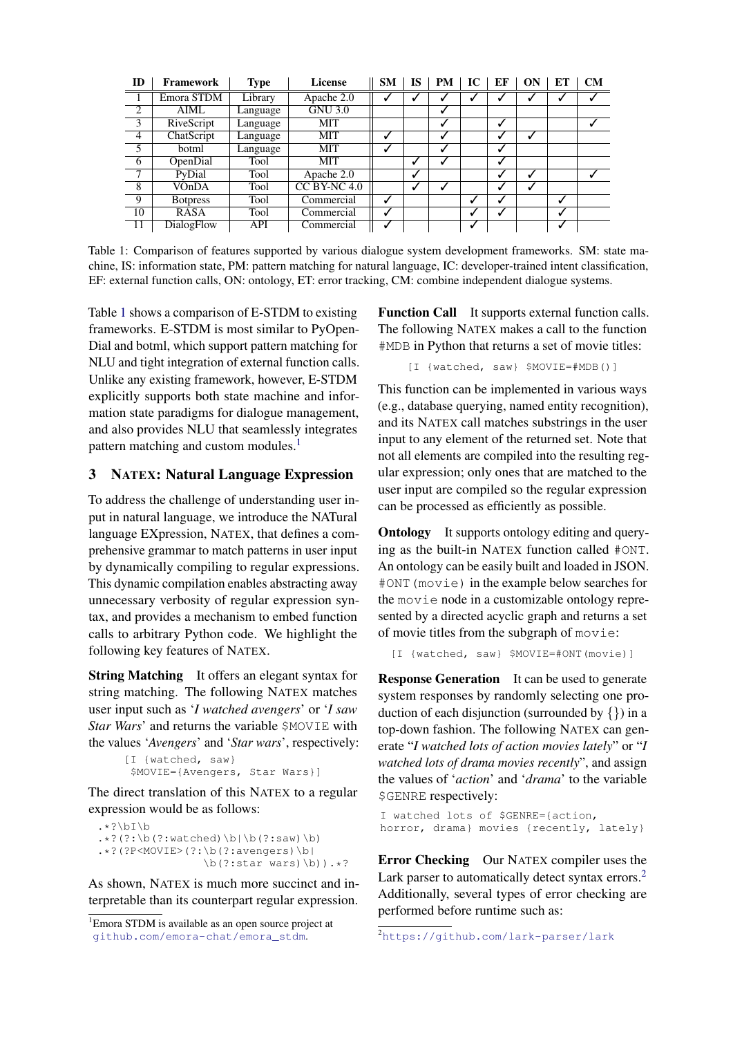| ID | Framework | Type | License | SM | IS | PM | IC | EF | ON | ET | CM |
|---|---|---|---|---|---|---|---|---|---|---|---|
| 1 | Emora STDM | Library | Apache 2.0 | ✓ | ✓ | ✓ | ✓ | ✓ | ✓ | ✓ | ✓ |
| 2 | AIML | Language | GNU 3.0 | | | ✓ | | | | | |
| 3 | RiveScript | Language | MIT | | | ✓ | | ✓ | | | ✓ |
| 4 | ChatScript | Language | MIT | ✓ | | ✓ | | ✓ | ✓ | | |
| 5 | botml | Language | MIT | ✓ | | ✓ | | ✓ | | | |
| 6 | OpenDial | Tool | MIT | | ✓ | ✓ | | ✓ | | | |
| 7 | PyDial | Tool | Apache 2.0 | | ✓ | | | ✓ | ✓ | | ✓ |
| 8 | VOnDA | Tool | CC BY-NC 4.0 | | ✓ | ✓ | | ✓ | ✓ | | |
| 9 | Botpress | Tool | Commercial | ✓ | | | ✓ | ✓ | | ✓ | |
| 10 | RASA | Tool | Commercial | ✓ | | | ✓ | ✓ | | ✓ | |
| 11 | DialogFlow | API | Commercial | ✓ | | | ✓ | | | ✓ | |

Table 1: Comparison of features supported by various dialogue system development frameworks. SM: state machine, IS: information state, PM: pattern matching for natural language, IC: developer-trained intent classification, EF: external function calls, ON: ontology, ET: error tracking, CM: combine independent dialogue systems.

Table 1 shows a comparison of E-STDM to existing frameworks. E-STDM is most similar to PyOpenDial and botml, which support pattern matching for NLU and tight integration of external function calls. Unlike any existing framework, however, E-STDM explicitly supports both state machine and information state paradigms for dialogue management, and also provides NLU that seamlessly integrates pattern matching and custom modules.[1]

## 3 NATEX: Natural Language Expression

To address the challenge of understanding user input in natural language, we introduce the NATural language EXpression, NATEX, that defines a comprehensive grammar to match patterns in user input by dynamically compiling to regular expressions. This dynamic compilation enables abstracting away unnecessary verbosity of regular expression syntax, and provides a mechanism to embed function calls to arbitrary Python code. We highlight the following key features of NATEX.

**String Matching** It offers an elegant syntax for string matching. The following NATEX matches user input such as '*I watched avengers*' or '*I saw Star Wars*' and returns the variable `$MOVIE` with the values '*Avengers*' and '*Star wars*', respectively:

```
[I {watched, saw}
 $MOVIE={Avengers, Star Wars}]
```

The direct translation of this NATEX to a regular expression would be as follows:

```
.*?\bI\b
.*?(?:\b(?:watched)\b|\b(?:saw)\b)
.*?(?P<MOVIE>(?:\b(?:avengers)\b|
              \b(?:star wars)\b)).*?
```

As shown, NATEX is much more succinct and interpretable than its counterpart regular expression.

**Function Call** It supports external function calls. The following NATEX makes a call to the function `#MDB` in Python that returns a set of movie titles:

```
[I {watched, saw} $MOVIE=#MDB()]
```

This function can be implemented in various ways (e.g., database querying, named entity recognition), and its NATEX call matches substrings in the user input to any element of the returned set. Note that not all elements are compiled into the resulting regular expression; only ones that are matched to the user input are compiled so the regular expression can be processed as efficiently as possible.

**Ontology** It supports ontology editing and querying as the built-in NATEX function called `#ONT`. An ontology can be easily built and loaded in JSON. `#ONT(movie)` in the example below searches for the `movie` node in a customizable ontology represented by a directed acyclic graph and returns a set of movie titles from the subgraph of `movie`:

```
[I {watched, saw} $MOVIE=#ONT(movie)]
```

**Response Generation** It can be used to generate system responses by randomly selecting one production of each disjunction (surrounded by {}) in a top-down fashion. The following NATEX can generate "*I watched lots of action movies lately*" or "*I watched lots of drama movies recently*", and assign the values of '*action*' and '*drama*' to the variable `$GENRE` respectively:

```
I watched lots of $GENRE={action,
horror, drama} movies {recently, lately}
```

**Error Checking** Our NATEX compiler uses the Lark parser to automatically detect syntax errors.[2] Additionally, several types of error checking are performed before runtime such as:

[1] Emora STDM is available as an open source project at github.com/emora-chat/emora_stdm.

[2] https://github.com/lark-parser/lark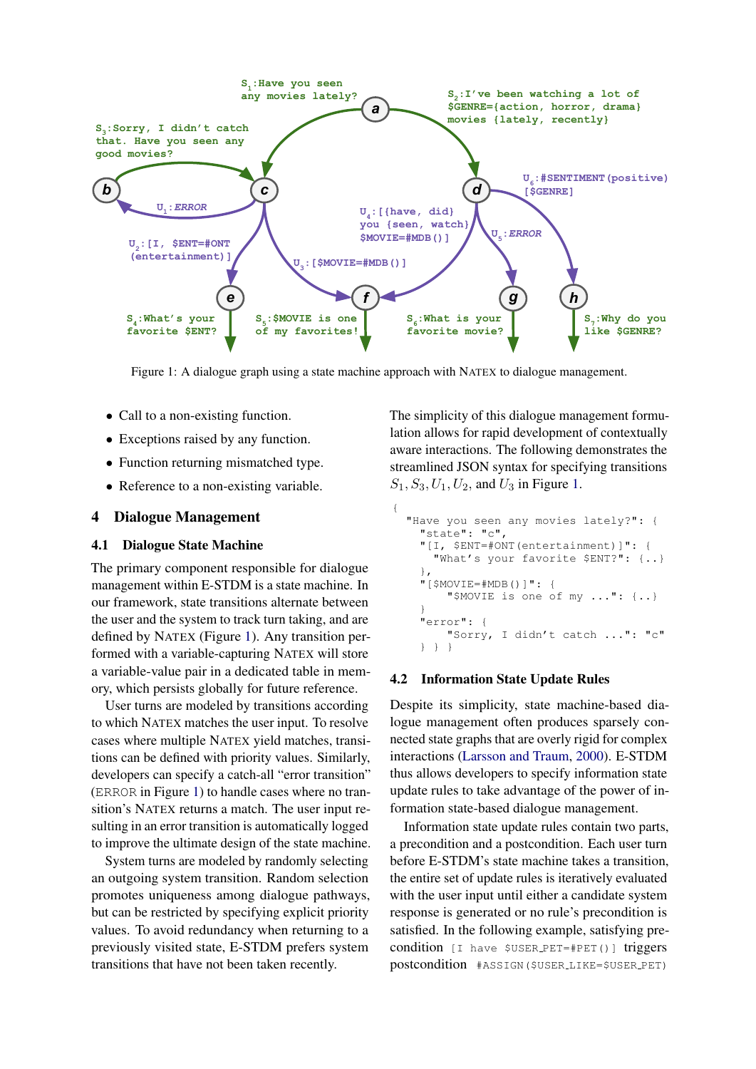Figure 1: A dialogue graph using a state machine approach with NATEX to dialogue management.

- Call to a non-existing function.
- Exceptions raised by any function.
- Function returning mismatched type.
- Reference to a non-existing variable.

## 4 Dialogue Management

### 4.1 Dialogue State Machine

The primary component responsible for dialogue management within E-STDM is a state machine. In our framework, state transitions alternate between the user and the system to track turn taking, and are defined by NATEX (Figure 1). Any transition performed with a variable-capturing NATEX will store a variable-value pair in a dedicated table in memory, which persists globally for future reference.

User turns are modeled by transitions according to which NATEX matches the user input. To resolve cases where multiple NATEX yield matches, transitions can be defined with priority values. Similarly, developers can specify a catch-all "error transition" (ERROR in Figure 1) to handle cases where no transition's NATEX returns a match. The user input resulting in an error transition is automatically logged to improve the ultimate design of the state machine.

System turns are modeled by randomly selecting an outgoing system transition. Random selection promotes uniqueness among dialogue pathways, but can be restricted by specifying explicit priority values. To avoid redundancy when returning to a previously visited state, E-STDM prefers system transitions that have not been taken recently.

The simplicity of this dialogue management formulation allows for rapid development of contextually aware interactions. The following demonstrates the streamlined JSON syntax for specifying transitions $S_1, S_3, U_1, U_2$, and $U_3$ in Figure 1.

```
{
  "Have you seen any movies lately?": {
    "state": "c",
    "[I, $ENT=#ONT(entertainment)]": {
      "What's your favorite $ENT?": {..}
    },
    "[$MOVIE=#MDB()]": {
        "$MOVIE is one of my ...": {..}
    }
    "error": {
        "Sorry, I didn't catch ...": "c"
    } } }
```

### 4.2 Information State Update Rules

Despite its simplicity, state machine-based dialogue management often produces sparsely connected state graphs that are overly rigid for complex interactions (Larsson and Traum, 2000). E-STDM thus allows developers to specify information state update rules to take advantage of the power of information state-based dialogue management.

Information state update rules contain two parts, a precondition and a postcondition. Each user turn before E-STDM's state machine takes a transition, the entire set of update rules is iteratively evaluated with the user input until either a candidate system response is generated or no rule's precondition is satisfied. In the following example, satisfying precondition `[I have $USER_PET=#PET()]` triggers postcondition `#ASSIGN($USER_LIKE=$USER_PET)`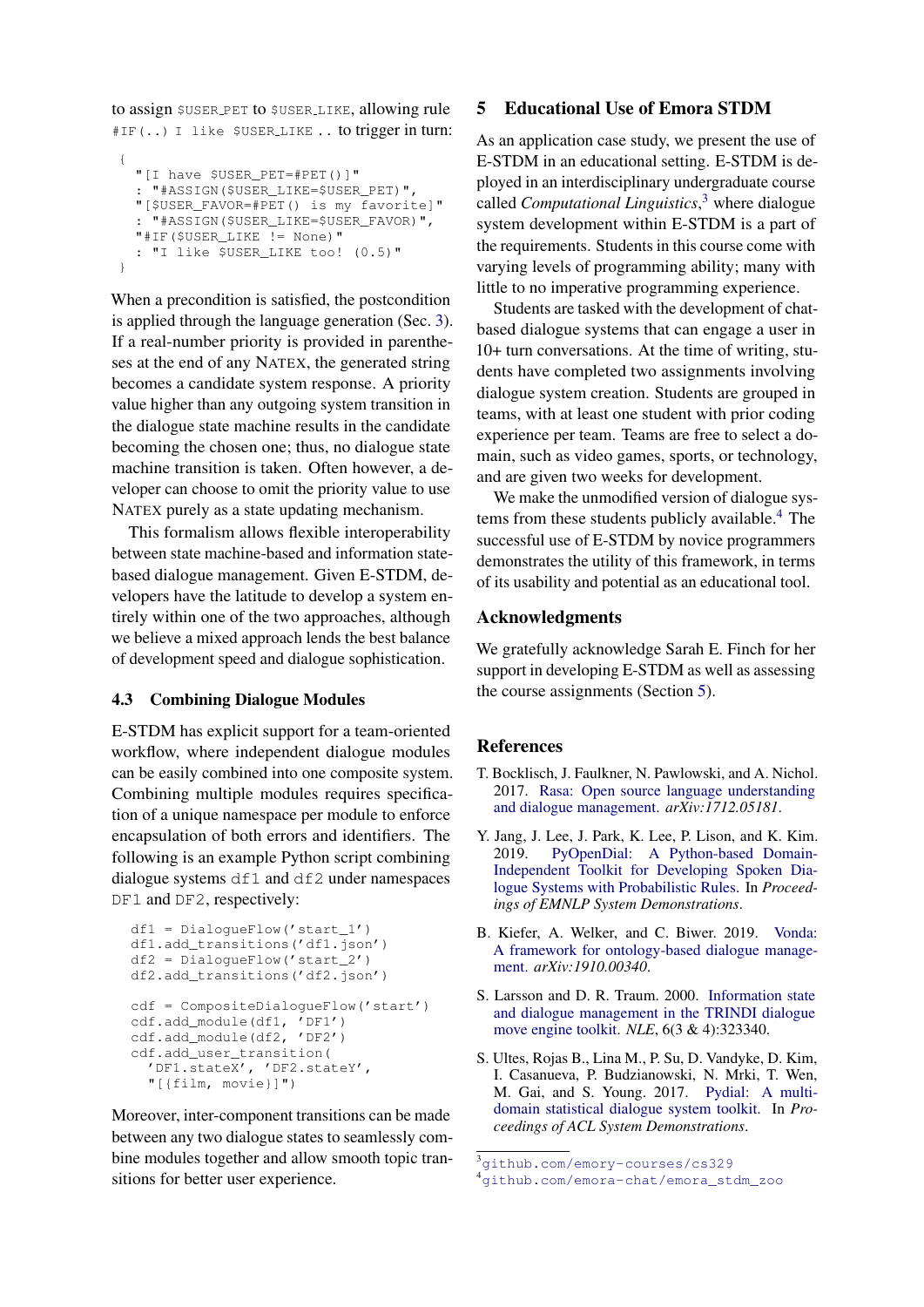to assign $USER_PET to $USER_LIKE, allowing rule #IF(..) I like $USER_LIKE.. to trigger in turn:

```
{
  "[I have $USER_PET=#PET()]"
  : "#ASSIGN($USER_LIKE=$USER_PET)",
  "[$USER_FAVOR=#PET() is my favorite]"
  : "#ASSIGN($USER_LIKE=$USER_FAVOR)",
  "#IF($USER_LIKE != None)"
  : "I like $USER_LIKE too! (0.5)"
}
```

When a precondition is satisfied, the postcondition is applied through the language generation (Sec. 3). If a real-number priority is provided in parentheses at the end of any NATEX, the generated string becomes a candidate system response. A priority value higher than any outgoing system transition in the dialogue state machine results in the candidate becoming the chosen one; thus, no dialogue state machine transition is taken. Often however, a developer can choose to omit the priority value to use NATEX purely as a state updating mechanism.

This formalism allows flexible interoperability between state machine-based and information state-based dialogue management. Given E-STDM, developers have the latitude to develop a system entirely within one of the two approaches, although we believe a mixed approach lends the best balance of development speed and dialogue sophistication.

### 4.3 Combining Dialogue Modules

E-STDM has explicit support for a team-oriented workflow, where independent dialogue modules can be easily combined into one composite system. Combining multiple modules requires specification of a unique namespace per module to enforce encapsulation of both errors and identifiers. The following is an example Python script combining dialogue systems df1 and df2 under namespaces DF1 and DF2, respectively:

```
df1 = DialogueFlow('start_1')
df1.add_transitions('df1.json')
df2 = DialogueFlow('start_2')
df2.add_transitions('df2.json')

cdf = CompositeDialogueFlow('start')
cdf.add_module(df1, 'DF1')
cdf.add_module(df2, 'DF2')
cdf.add_user_transition(
  'DF1.stateX', 'DF2.stateY',
  "[{film, movie}]")
```

Moreover, inter-component transitions can be made between any two dialogue states to seamlessly combine modules together and allow smooth topic transitions for better user experience.

## 5 Educational Use of Emora STDM

As an application case study, we present the use of E-STDM in an educational setting. E-STDM is deployed in an interdisciplinary undergraduate course called *Computational Linguistics*,[3] where dialogue system development within E-STDM is a part of the requirements. Students in this course come with varying levels of programming ability; many with little to no imperative programming experience.

Students are tasked with the development of chat-based dialogue systems that can engage a user in 10+ turn conversations. At the time of writing, students have completed two assignments involving dialogue system creation. Students are grouped in teams, with at least one student with prior coding experience per team. Teams are free to select a domain, such as video games, sports, or technology, and are given two weeks for development.

We make the unmodified version of dialogue systems from these students publicly available.[4] The successful use of E-STDM by novice programmers demonstrates the utility of this framework, in terms of its usability and potential as an educational tool.

## Acknowledgments

We gratefully acknowledge Sarah E. Finch for her support in developing E-STDM as well as assessing the course assignments (Section 5).

## References

T. Bocklisch, J. Faulkner, N. Pawlowski, and A. Nichol. 2017. Rasa: Open source language understanding and dialogue management. *arXiv:1712.05181*.

Y. Jang, J. Lee, J. Park, K. Lee, P. Lison, and K. Kim. 2019. PyOpenDial: A Python-based Domain-Independent Toolkit for Developing Spoken Dialogue Systems with Probabilistic Rules. In *Proceedings of EMNLP System Demonstrations*.

B. Kiefer, A. Welker, and C. Biwer. 2019. Vonda: A framework for ontology-based dialogue management. *arXiv:1910.00340*.

S. Larsson and D. R. Traum. 2000. Information state and dialogue management in the TRINDI dialogue move engine toolkit. *NLE*, 6(3 & 4):323340.

S. Ultes, Rojas B., Lina M., P. Su, D. Vandyke, D. Kim, I. Casanueva, P. Budzianowski, N. Mrkic, T. Wen, M. Gai, and S. Young. 2017. Pydial: A multi-domain statistical dialogue system toolkit. In *Proceedings of ACL System Demonstrations*.

[3] github.com/emory-courses/cs329

[4] github.com/emora-chat/emora_stdm_zoo